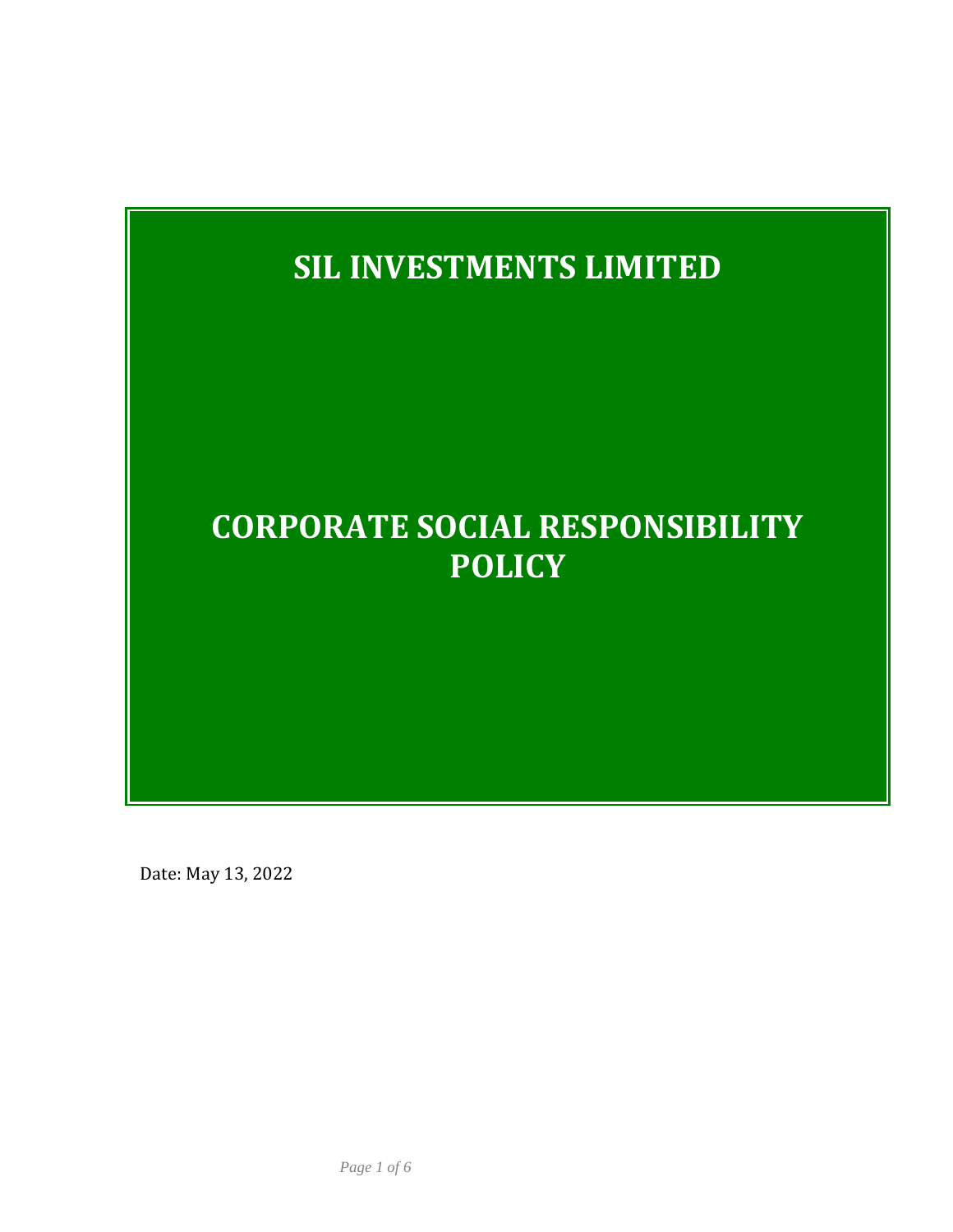# SIL INVESTMENTS LIMITED

# CORPORATE SOCIAL RESPONSIBILITY POLICY

Date: May 13, 2022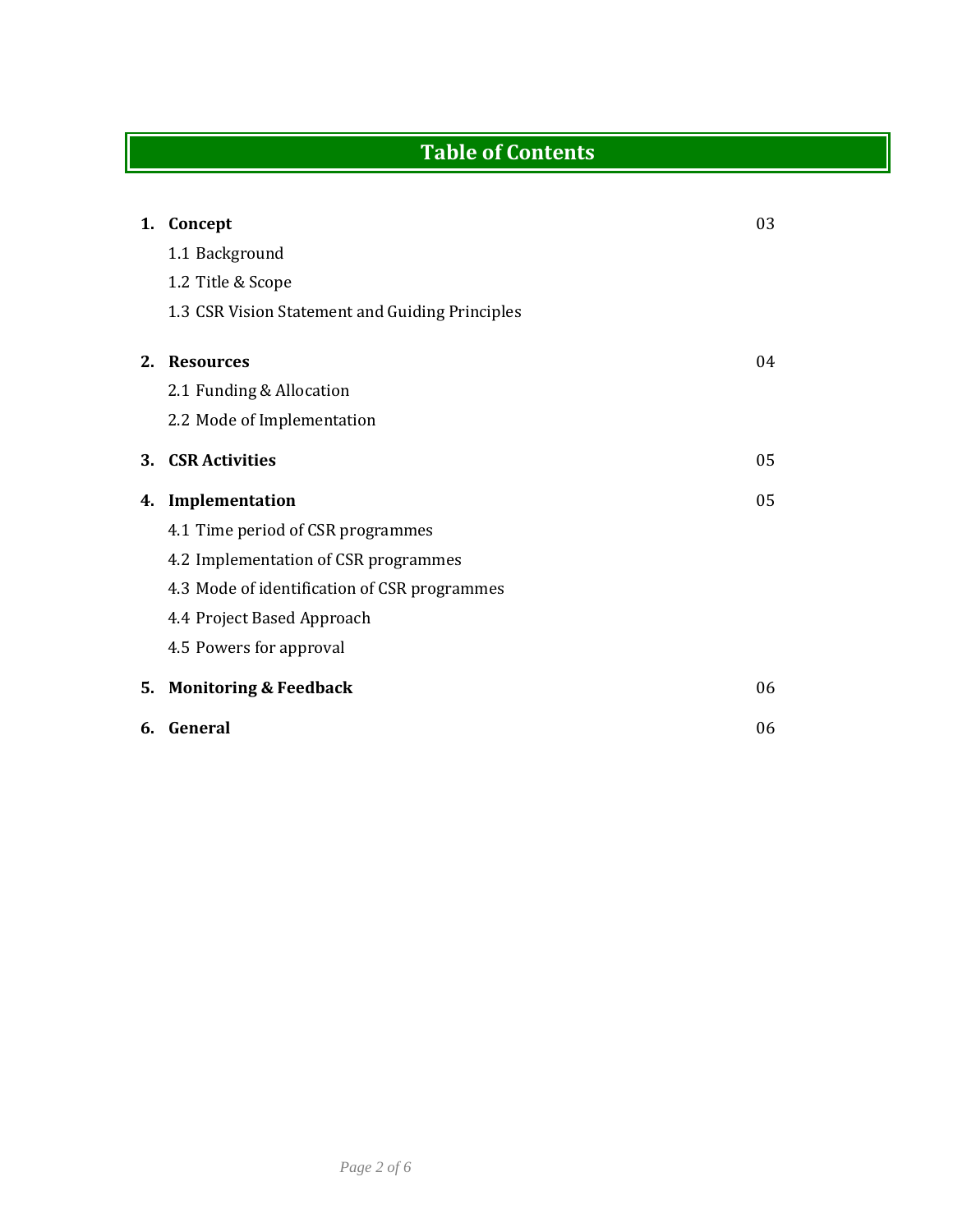# Table of Contents

| | | |
|---|---|---|
| **1.** | **Concept** | 03 |
| | 1.1 Background | |
| | 1.2 Title & Scope | |
| | 1.3 CSR Vision Statement and Guiding Principles | |
| **2.** | **Resources** | 04 |
| | 2.1 Funding & Allocation | |
| | 2.2 Mode of Implementation | |
| **3.** | **CSR Activities** | 05 |
| **4.** | **Implementation** | 05 |
| | 4.1 Time period of CSR programmes | |
| | 4.2 Implementation of CSR programmes | |
| | 4.3 Mode of identification of CSR programmes | |
| | 4.4 Project Based Approach | |
| | 4.5 Powers for approval | |
| **5.** | **Monitoring & Feedback** | 06 |
| **6.** | **General** | 06 |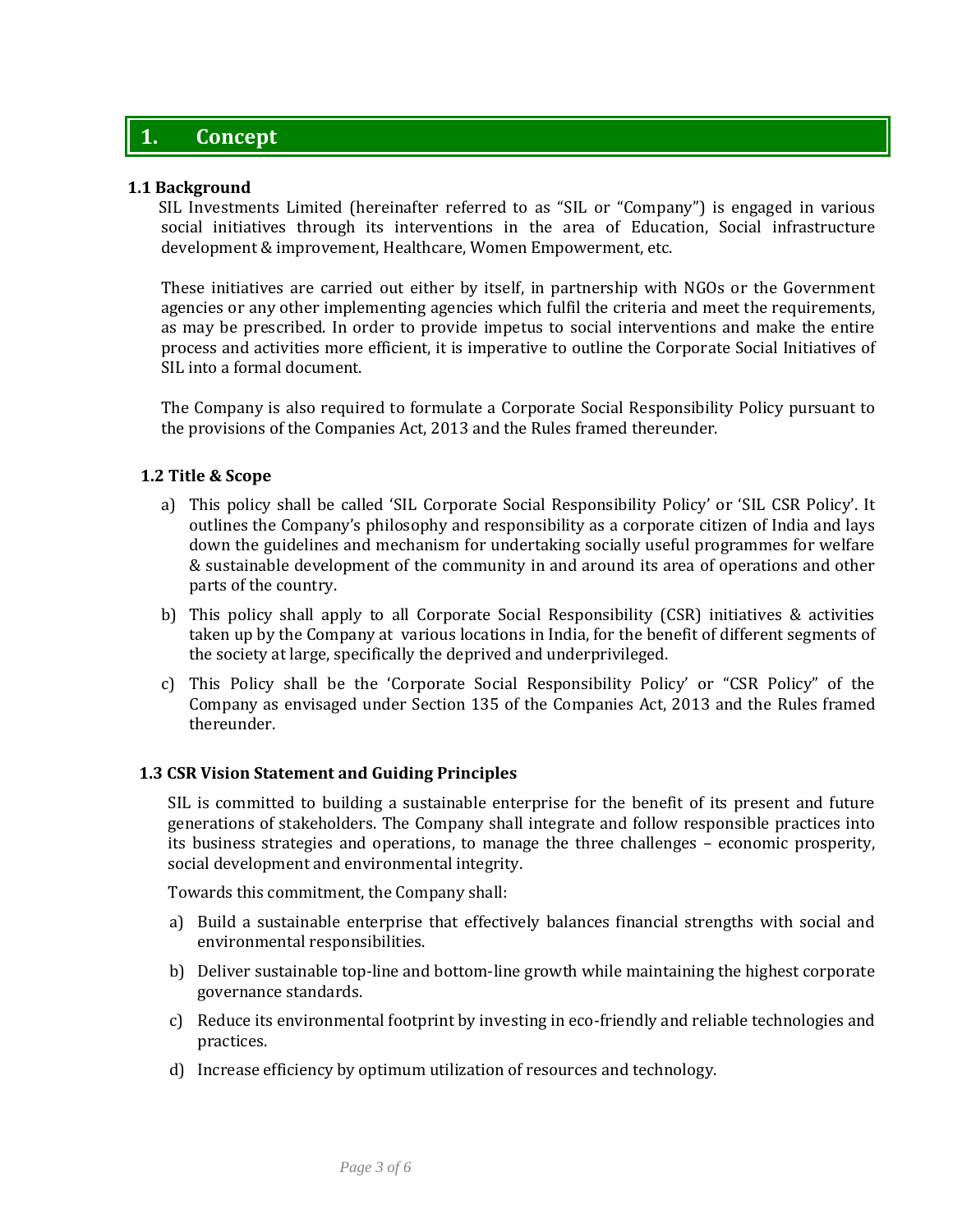# 1. Concept

### 1.1 Background

SIL Investments Limited (hereinafter referred to as "SIL or "Company") is engaged in various social initiatives through its interventions in the area of Education, Social infrastructure development & improvement, Healthcare, Women Empowerment, etc.

These initiatives are carried out either by itself, in partnership with NGOs or the Government agencies or any other implementing agencies which fulfil the criteria and meet the requirements, as may be prescribed. In order to provide impetus to social interventions and make the entire process and activities more efficient, it is imperative to outline the Corporate Social Initiatives of SIL into a formal document.

The Company is also required to formulate a Corporate Social Responsibility Policy pursuant to the provisions of the Companies Act, 2013 and the Rules framed thereunder.

### 1.2 Title & Scope

a) This policy shall be called 'SIL Corporate Social Responsibility Policy' or 'SIL CSR Policy'. It outlines the Company's philosophy and responsibility as a corporate citizen of India and lays down the guidelines and mechanism for undertaking socially useful programmes for welfare & sustainable development of the community in and around its area of operations and other parts of the country.

b) This policy shall apply to all Corporate Social Responsibility (CSR) initiatives & activities taken up by the Company at various locations in India, for the benefit of different segments of the society at large, specifically the deprived and underprivileged.

c) This Policy shall be the 'Corporate Social Responsibility Policy' or "CSR Policy" of the Company as envisaged under Section 135 of the Companies Act, 2013 and the Rules framed thereunder.

### 1.3 CSR Vision Statement and Guiding Principles

SIL is committed to building a sustainable enterprise for the benefit of its present and future generations of stakeholders. The Company shall integrate and follow responsible practices into its business strategies and operations, to manage the three challenges – economic prosperity, social development and environmental integrity.

Towards this commitment, the Company shall:

a) Build a sustainable enterprise that effectively balances financial strengths with social and environmental responsibilities.

b) Deliver sustainable top-line and bottom-line growth while maintaining the highest corporate governance standards.

c) Reduce its environmental footprint by investing in eco-friendly and reliable technologies and practices.

d) Increase efficiency by optimum utilization of resources and technology.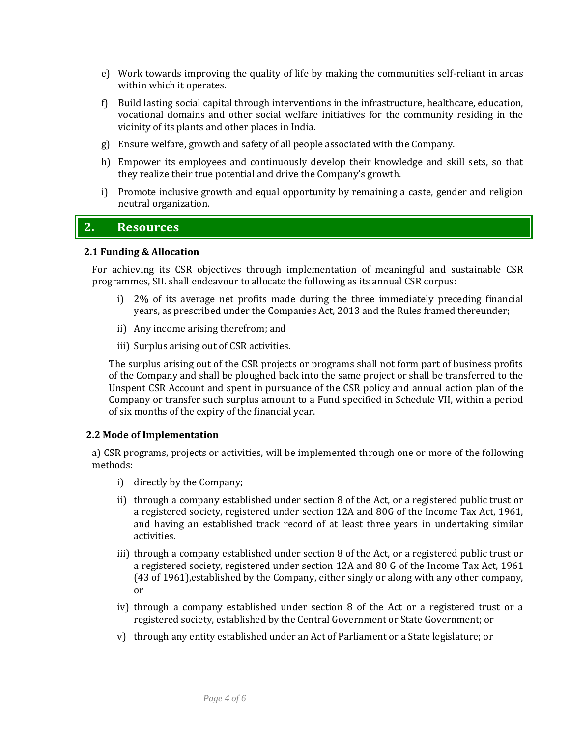e) Work towards improving the quality of life by making the communities self-reliant in areas within which it operates.

f) Build lasting social capital through interventions in the infrastructure, healthcare, education, vocational domains and other social welfare initiatives for the community residing in the vicinity of its plants and other places in India.

g) Ensure welfare, growth and safety of all people associated with the Company.

h) Empower its employees and continuously develop their knowledge and skill sets, so that they realize their true potential and drive the Company's growth.

i) Promote inclusive growth and equal opportunity by remaining a caste, gender and religion neutral organization.

## 2. Resources

### 2.1 Funding & Allocation

For achieving its CSR objectives through implementation of meaningful and sustainable CSR programmes, SIL shall endeavour to allocate the following as its annual CSR corpus:

i) 2% of its average net profits made during the three immediately preceding financial years, as prescribed under the Companies Act, 2013 and the Rules framed thereunder;

ii) Any income arising therefrom; and

iii) Surplus arising out of CSR activities.

The surplus arising out of the CSR projects or programs shall not form part of business profits of the Company and shall be ploughed back into the same project or shall be transferred to the Unspent CSR Account and spent in pursuance of the CSR policy and annual action plan of the Company or transfer such surplus amount to a Fund specified in Schedule VII, within a period of six months of the expiry of the financial year.

### 2.2 Mode of Implementation

a) CSR programs, projects or activities, will be implemented through one or more of the following methods:

i) directly by the Company;

ii) through a company established under section 8 of the Act, or a registered public trust or a registered society, registered under section 12A and 80G of the Income Tax Act, 1961, and having an established track record of at least three years in undertaking similar activities.

iii) through a company established under section 8 of the Act, or a registered public trust or a registered society, registered under section 12A and 80 G of the Income Tax Act, 1961 (43 of 1961),established by the Company, either singly or along with any other company, or

iv) through a company established under section 8 of the Act or a registered trust or a registered society, established by the Central Government or State Government; or

v) through any entity established under an Act of Parliament or a State legislature; or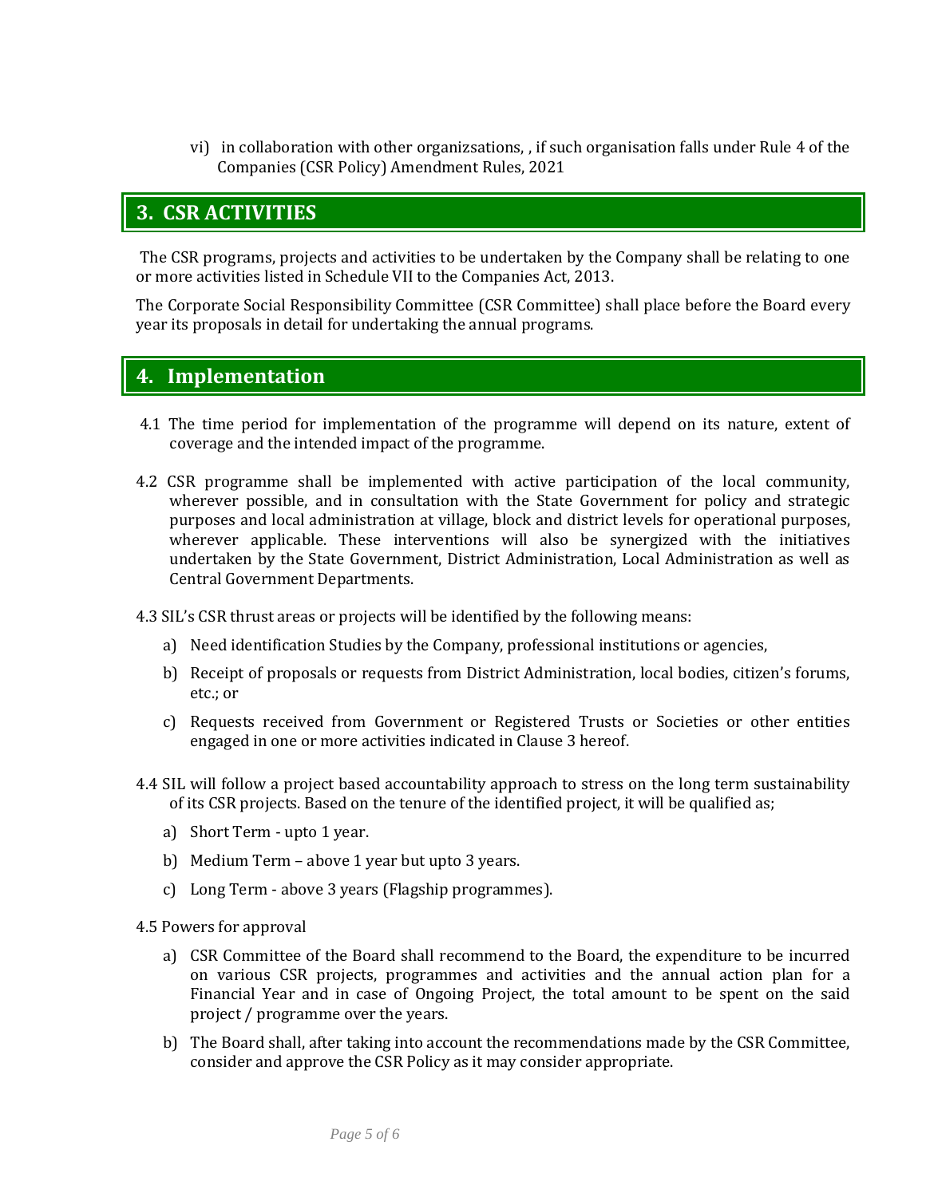vi) in collaboration with other organizsations, , if such organisation falls under Rule 4 of the Companies (CSR Policy) Amendment Rules, 2021

## 3. CSR ACTIVITIES

The CSR programs, projects and activities to be undertaken by the Company shall be relating to one or more activities listed in Schedule VII to the Companies Act, 2013.

The Corporate Social Responsibility Committee (CSR Committee) shall place before the Board every year its proposals in detail for undertaking the annual programs.

## 4. Implementation

4.1 The time period for implementation of the programme will depend on its nature, extent of coverage and the intended impact of the programme.

4.2 CSR programme shall be implemented with active participation of the local community, wherever possible, and in consultation with the State Government for policy and strategic purposes and local administration at village, block and district levels for operational purposes, wherever applicable. These interventions will also be synergized with the initiatives undertaken by the State Government, District Administration, Local Administration as well as Central Government Departments.

4.3 SIL's CSR thrust areas or projects will be identified by the following means:

a) Need identification Studies by the Company, professional institutions or agencies,

b) Receipt of proposals or requests from District Administration, local bodies, citizen's forums, etc.; or

c) Requests received from Government or Registered Trusts or Societies or other entities engaged in one or more activities indicated in Clause 3 hereof.

4.4 SIL will follow a project based accountability approach to stress on the long term sustainability of its CSR projects. Based on the tenure of the identified project, it will be qualified as;

a) Short Term - upto 1 year.

b) Medium Term – above 1 year but upto 3 years.

c) Long Term - above 3 years (Flagship programmes).

4.5 Powers for approval

a) CSR Committee of the Board shall recommend to the Board, the expenditure to be incurred on various CSR projects, programmes and activities and the annual action plan for a Financial Year and in case of Ongoing Project, the total amount to be spent on the said project / programme over the years.

b) The Board shall, after taking into account the recommendations made by the CSR Committee, consider and approve the CSR Policy as it may consider appropriate.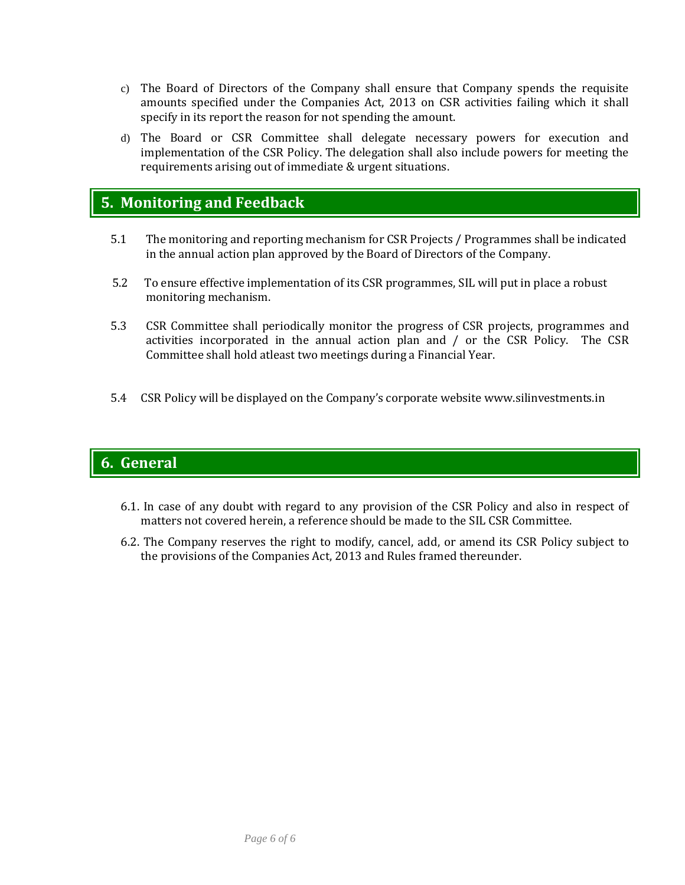c) The Board of Directors of the Company shall ensure that Company spends the requisite amounts specified under the Companies Act, 2013 on CSR activities failing which it shall specify in its report the reason for not spending the amount.

d) The Board or CSR Committee shall delegate necessary powers for execution and implementation of the CSR Policy. The delegation shall also include powers for meeting the requirements arising out of immediate & urgent situations.

## 5. Monitoring and Feedback

5.1 The monitoring and reporting mechanism for CSR Projects / Programmes shall be indicated in the annual action plan approved by the Board of Directors of the Company.

5.2 To ensure effective implementation of its CSR programmes, SIL will put in place a robust monitoring mechanism.

5.3 CSR Committee shall periodically monitor the progress of CSR projects, programmes and activities incorporated in the annual action plan and / or the CSR Policy. The CSR Committee shall hold atleast two meetings during a Financial Year.

5.4 CSR Policy will be displayed on the Company's corporate website www.silinvestments.in

## 6. General

6.1. In case of any doubt with regard to any provision of the CSR Policy and also in respect of matters not covered herein, a reference should be made to the SIL CSR Committee.

6.2. The Company reserves the right to modify, cancel, add, or amend its CSR Policy subject to the provisions of the Companies Act, 2013 and Rules framed thereunder.